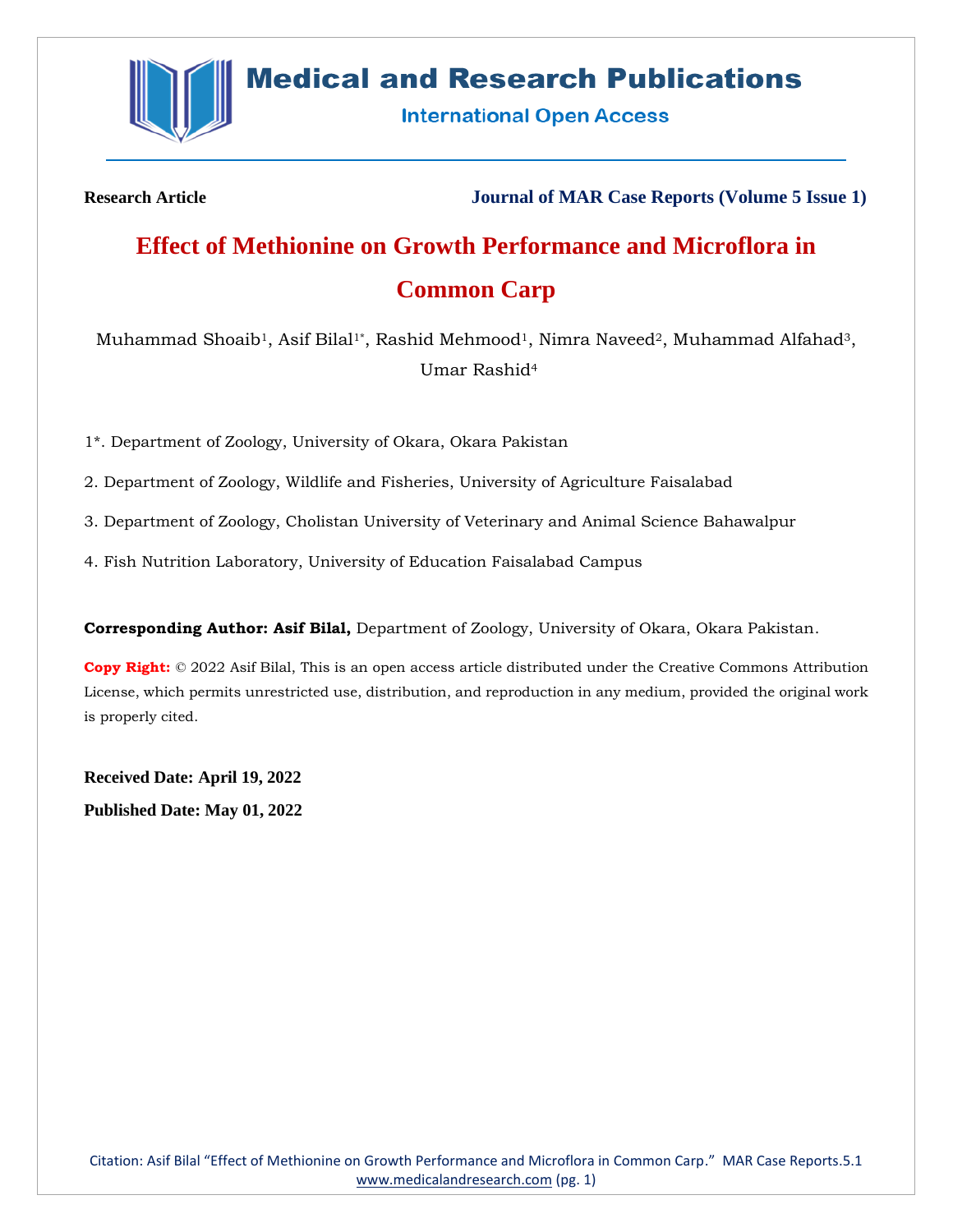Research Article

Journal of MAR Case Reports (Volume 5 Issue 1)

# Effect of Methionine on Growth Performance and Microflora in Common Carp

Muhammad Shoaib[1], Asif Bilal[1*], Rashid Mehmood[1], Nimra Naveed[2], Muhammad Alfahad[3], Umar Rashid[4]

1*. Department of Zoology, University of Okara, Okara Pakistan

2. Department of Zoology, Wildlife and Fisheries, University of Agriculture Faisalabad

3. Department of Zoology, Cholistan University of Veterinary and Animal Science Bahawalpur

4. Fish Nutrition Laboratory, University of Education Faisalabad Campus

**Corresponding Author: Asif Bilal,** Department of Zoology, University of Okara, Okara Pakistan.

**Copy Right:** © 2022 Asif Bilal, This is an open access article distributed under the Creative Commons Attribution License, which permits unrestricted use, distribution, and reproduction in any medium, provided the original work is properly cited.

**Received Date: April 19, 2022**

**Published Date: May 01, 2022**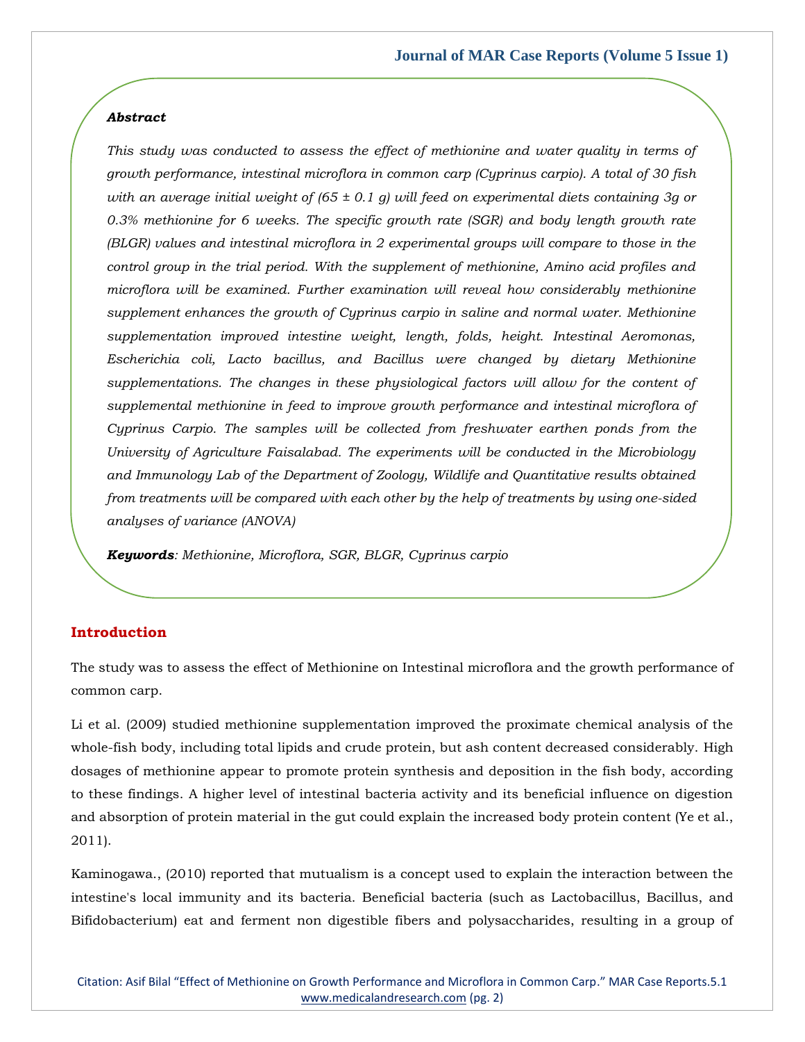***Abstract***

*This study was conducted to assess the effect of methionine and water quality in terms of growth performance, intestinal microflora in common carp (Cyprinus carpio). A total of 30 fish with an average initial weight of (65 ± 0.1 g) will feed on experimental diets containing 3g or 0.3% methionine for 6 weeks. The specific growth rate (SGR) and body length growth rate (BLGR) values and intestinal microflora in 2 experimental groups will compare to those in the control group in the trial period. With the supplement of methionine, Amino acid profiles and microflora will be examined. Further examination will reveal how considerably methionine supplement enhances the growth of Cyprinus carpio in saline and normal water. Methionine supplementation improved intestine weight, length, folds, height. Intestinal Aeromonas, Escherichia coli, Lacto bacillus, and Bacillus were changed by dietary Methionine supplementations. The changes in these physiological factors will allow for the content of supplemental methionine in feed to improve growth performance and intestinal microflora of Cyprinus Carpio. The samples will be collected from freshwater earthen ponds from the University of Agriculture Faisalabad. The experiments will be conducted in the Microbiology and Immunology Lab of the Department of Zoology, Wildlife and Quantitative results obtained from treatments will be compared with each other by the help of treatments by using one-sided analyses of variance (ANOVA)*

***Keywords****: Methionine, Microflora, SGR, BLGR, Cyprinus carpio*

## Introduction

The study was to assess the effect of Methionine on Intestinal microflora and the growth performance of common carp.

Li et al. (2009) studied methionine supplementation improved the proximate chemical analysis of the whole-fish body, including total lipids and crude protein, but ash content decreased considerably. High dosages of methionine appear to promote protein synthesis and deposition in the fish body, according to these findings. A higher level of intestinal bacteria activity and its beneficial influence on digestion and absorption of protein material in the gut could explain the increased body protein content (Ye et al., 2011).

Kaminogawa., (2010) reported that mutualism is a concept used to explain the interaction between the intestine's local immunity and its bacteria. Beneficial bacteria (such as Lactobacillus, Bacillus, and Bifidobacterium) eat and ferment non digestible fibers and polysaccharides, resulting in a group of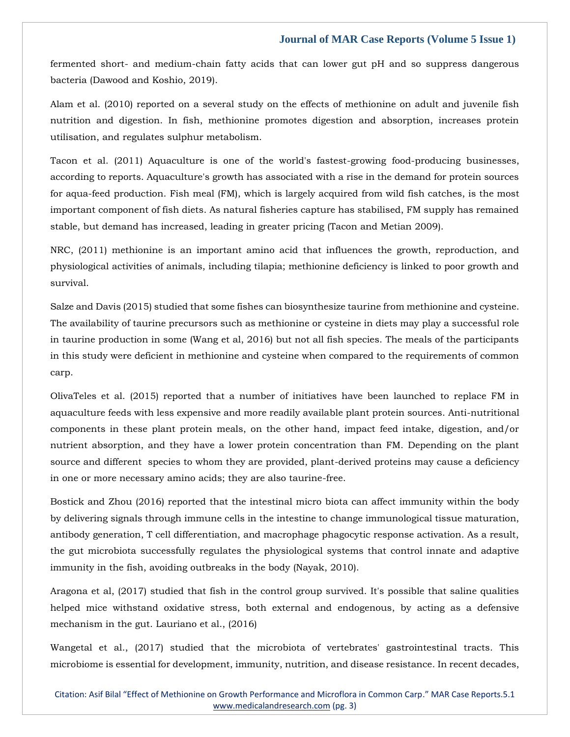fermented short- and medium-chain fatty acids that can lower gut pH and so suppress dangerous bacteria (Dawood and Koshio, 2019).

Alam et al. (2010) reported on a several study on the effects of methionine on adult and juvenile fish nutrition and digestion. In fish, methionine promotes digestion and absorption, increases protein utilisation, and regulates sulphur metabolism.

Tacon et al. (2011) Aquaculture is one of the world's fastest-growing food-producing businesses, according to reports. Aquaculture's growth has associated with a rise in the demand for protein sources for aqua-feed production. Fish meal (FM), which is largely acquired from wild fish catches, is the most important component of fish diets. As natural fisheries capture has stabilised, FM supply has remained stable, but demand has increased, leading in greater pricing (Tacon and Metian 2009).

NRC, (2011) methionine is an important amino acid that influences the growth, reproduction, and physiological activities of animals, including tilapia; methionine deficiency is linked to poor growth and survival.

Salze and Davis (2015) studied that some fishes can biosynthesize taurine from methionine and cysteine. The availability of taurine precursors such as methionine or cysteine in diets may play a successful role in taurine production in some (Wang et al, 2016) but not all fish species. The meals of the participants in this study were deficient in methionine and cysteine when compared to the requirements of common carp.

OlivaTeles et al. (2015) reported that a number of initiatives have been launched to replace FM in aquaculture feeds with less expensive and more readily available plant protein sources. Anti-nutritional components in these plant protein meals, on the other hand, impact feed intake, digestion, and/or nutrient absorption, and they have a lower protein concentration than FM. Depending on the plant source and different species to whom they are provided, plant-derived proteins may cause a deficiency in one or more necessary amino acids; they are also taurine-free.

Bostick and Zhou (2016) reported that the intestinal micro biota can affect immunity within the body by delivering signals through immune cells in the intestine to change immunological tissue maturation, antibody generation, T cell differentiation, and macrophage phagocytic response activation. As a result, the gut microbiota successfully regulates the physiological systems that control innate and adaptive immunity in the fish, avoiding outbreaks in the body (Nayak, 2010).

Aragona et al, (2017) studied that fish in the control group survived. It's possible that saline qualities helped mice withstand oxidative stress, both external and endogenous, by acting as a defensive mechanism in the gut. Lauriano et al., (2016)

Wangetal et al., (2017) studied that the microbiota of vertebrates' gastrointestinal tracts. This microbiome is essential for development, immunity, nutrition, and disease resistance. In recent decades,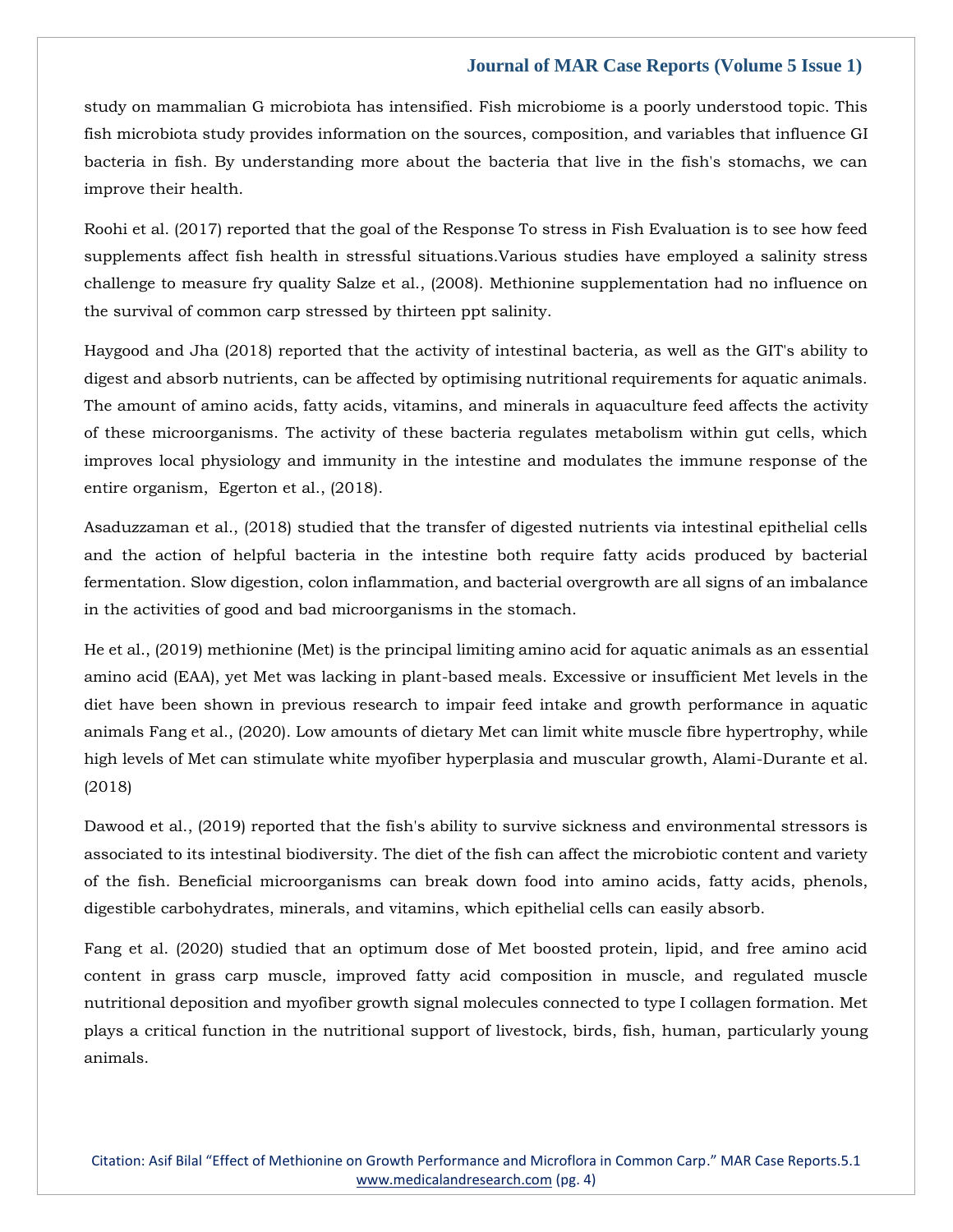study on mammalian G microbiota has intensified. Fish microbiome is a poorly understood topic. This fish microbiota study provides information on the sources, composition, and variables that influence GI bacteria in fish. By understanding more about the bacteria that live in the fish's stomachs, we can improve their health.

Roohi et al. (2017) reported that the goal of the Response To stress in Fish Evaluation is to see how feed supplements affect fish health in stressful situations.Various studies have employed a salinity stress challenge to measure fry quality Salze et al., (2008). Methionine supplementation had no influence on the survival of common carp stressed by thirteen ppt salinity.

Haygood and Jha (2018) reported that the activity of intestinal bacteria, as well as the GIT's ability to digest and absorb nutrients, can be affected by optimising nutritional requirements for aquatic animals. The amount of amino acids, fatty acids, vitamins, and minerals in aquaculture feed affects the activity of these microorganisms. The activity of these bacteria regulates metabolism within gut cells, which improves local physiology and immunity in the intestine and modulates the immune response of the entire organism, Egerton et al., (2018).

Asaduzzaman et al., (2018) studied that the transfer of digested nutrients via intestinal epithelial cells and the action of helpful bacteria in the intestine both require fatty acids produced by bacterial fermentation. Slow digestion, colon inflammation, and bacterial overgrowth are all signs of an imbalance in the activities of good and bad microorganisms in the stomach.

He et al., (2019) methionine (Met) is the principal limiting amino acid for aquatic animals as an essential amino acid (EAA), yet Met was lacking in plant-based meals. Excessive or insufficient Met levels in the diet have been shown in previous research to impair feed intake and growth performance in aquatic animals Fang et al., (2020). Low amounts of dietary Met can limit white muscle fibre hypertrophy, while high levels of Met can stimulate white myofiber hyperplasia and muscular growth, Alami-Durante et al. (2018)

Dawood et al., (2019) reported that the fish's ability to survive sickness and environmental stressors is associated to its intestinal biodiversity. The diet of the fish can affect the microbiotic content and variety of the fish. Beneficial microorganisms can break down food into amino acids, fatty acids, phenols, digestible carbohydrates, minerals, and vitamins, which epithelial cells can easily absorb.

Fang et al. (2020) studied that an optimum dose of Met boosted protein, lipid, and free amino acid content in grass carp muscle, improved fatty acid composition in muscle, and regulated muscle nutritional deposition and myofiber growth signal molecules connected to type I collagen formation. Met plays a critical function in the nutritional support of livestock, birds, fish, human, particularly young animals.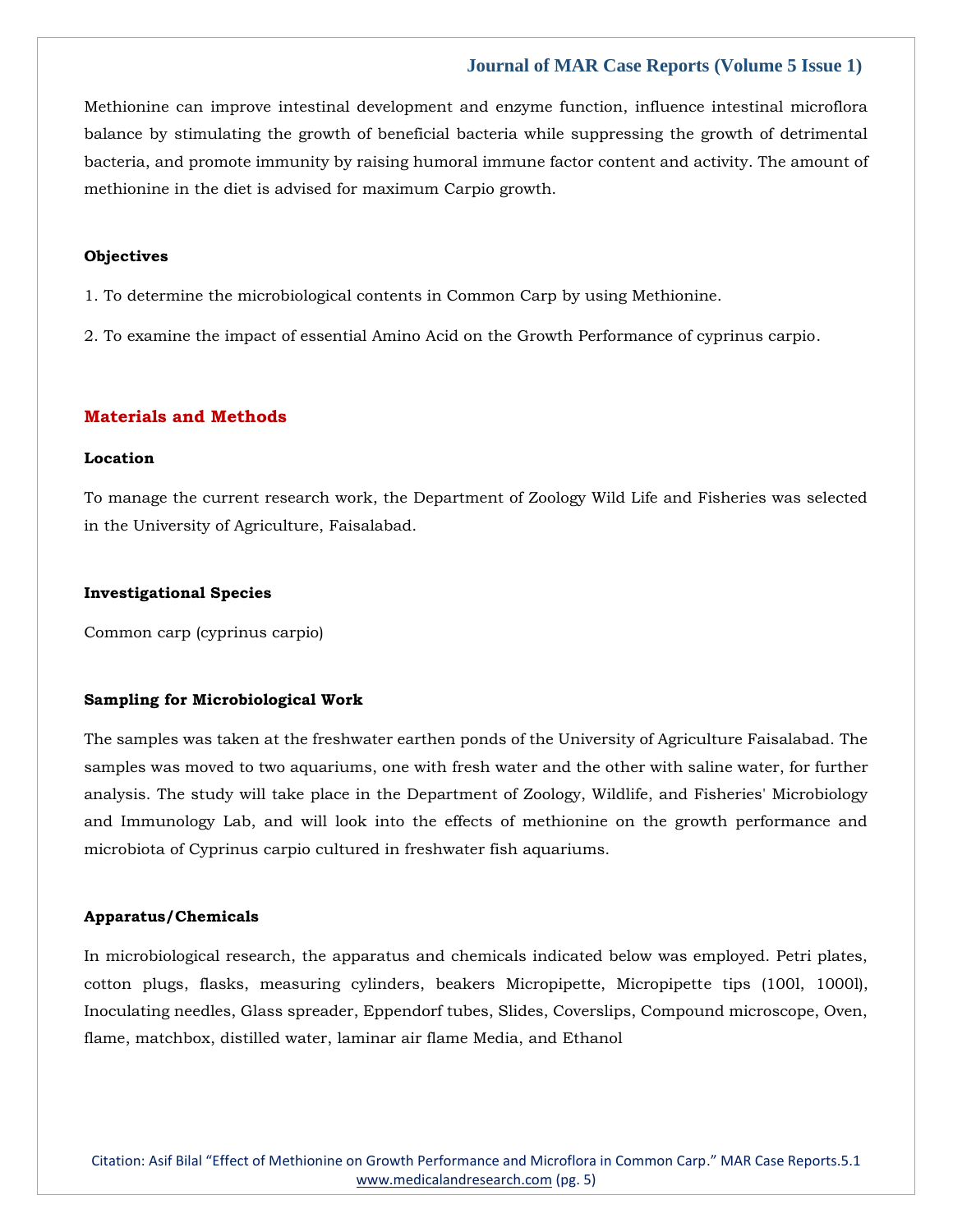Methionine can improve intestinal development and enzyme function, influence intestinal microflora balance by stimulating the growth of beneficial bacteria while suppressing the growth of detrimental bacteria, and promote immunity by raising humoral immune factor content and activity. The amount of methionine in the diet is advised for maximum Carpio growth.

**Objectives**

1. To determine the microbiological contents in Common Carp by using Methionine.

2. To examine the impact of essential Amino Acid on the Growth Performance of cyprinus carpio.

## Materials and Methods

**Location**

To manage the current research work, the Department of Zoology Wild Life and Fisheries was selected in the University of Agriculture, Faisalabad.

**Investigational Species**

Common carp (cyprinus carpio)

**Sampling for Microbiological Work**

The samples was taken at the freshwater earthen ponds of the University of Agriculture Faisalabad. The samples was moved to two aquariums, one with fresh water and the other with saline water, for further analysis. The study will take place in the Department of Zoology, Wildlife, and Fisheries' Microbiology and Immunology Lab, and will look into the effects of methionine on the growth performance and microbiota of Cyprinus carpio cultured in freshwater fish aquariums.

**Apparatus/Chemicals**

In microbiological research, the apparatus and chemicals indicated below was employed. Petri plates, cotton plugs, flasks, measuring cylinders, beakers Micropipette, Micropipette tips (100l, 1000l), Inoculating needles, Glass spreader, Eppendorf tubes, Slides, Coverslips, Compound microscope, Oven, flame, matchbox, distilled water, laminar air flame Media, and Ethanol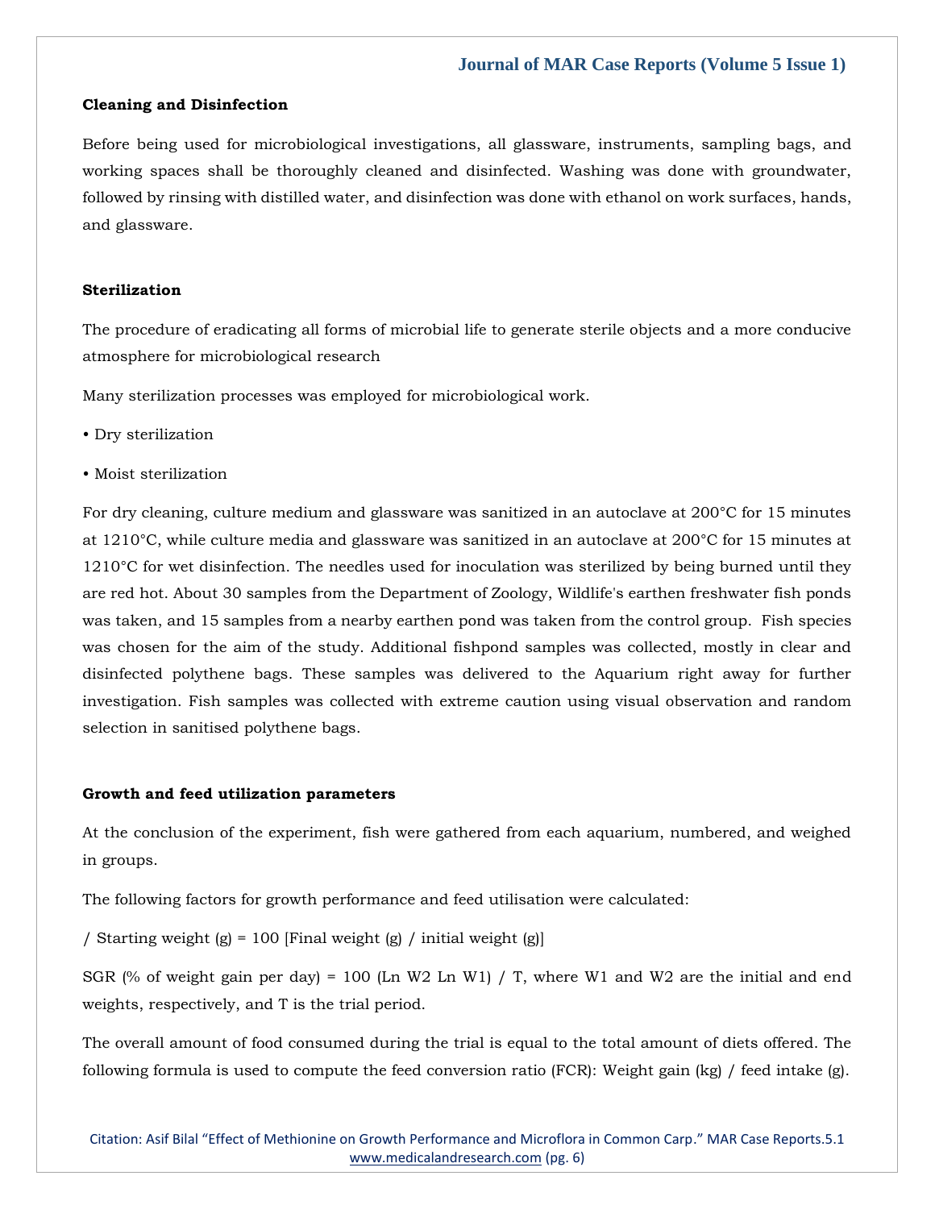### Cleaning and Disinfection

Before being used for microbiological investigations, all glassware, instruments, sampling bags, and working spaces shall be thoroughly cleaned and disinfected. Washing was done with groundwater, followed by rinsing with distilled water, and disinfection was done with ethanol on work surfaces, hands, and glassware.

### Sterilization

The procedure of eradicating all forms of microbial life to generate sterile objects and a more conducive atmosphere for microbiological research

Many sterilization processes was employed for microbiological work.

- Dry sterilization
- Moist sterilization

For dry cleaning, culture medium and glassware was sanitized in an autoclave at 200°C for 15 minutes at 1210°C, while culture media and glassware was sanitized in an autoclave at 200°C for 15 minutes at 1210°C for wet disinfection. The needles used for inoculation was sterilized by being burned until they are red hot. About 30 samples from the Department of Zoology, Wildlife's earthen freshwater fish ponds was taken, and 15 samples from a nearby earthen pond was taken from the control group. Fish species was chosen for the aim of the study. Additional fishpond samples was collected, mostly in clear and disinfected polythene bags. These samples was delivered to the Aquarium right away for further investigation. Fish samples was collected with extreme caution using visual observation and random selection in sanitised polythene bags.

### Growth and feed utilization parameters

At the conclusion of the experiment, fish were gathered from each aquarium, numbered, and weighed in groups.

The following factors for growth performance and feed utilisation were calculated:

/ Starting weight (g) = 100 [Final weight (g) / initial weight (g)]

SGR (% of weight gain per day) = 100 (Ln W2 Ln W1) / T, where W1 and W2 are the initial and end weights, respectively, and T is the trial period.

The overall amount of food consumed during the trial is equal to the total amount of diets offered. The following formula is used to compute the feed conversion ratio (FCR): Weight gain (kg) / feed intake (g).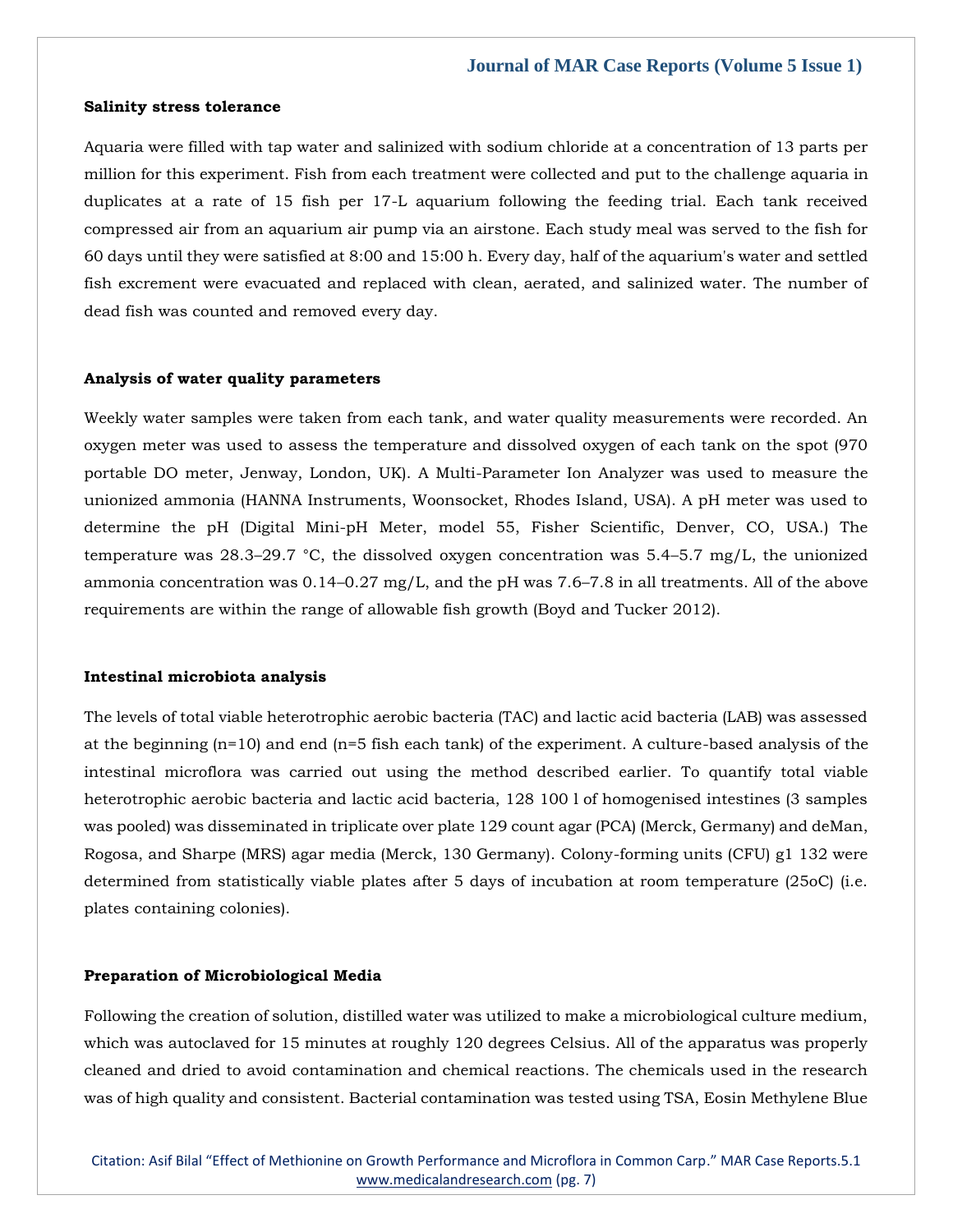**Salinity stress tolerance**

Aquaria were filled with tap water and salinized with sodium chloride at a concentration of 13 parts per million for this experiment. Fish from each treatment were collected and put to the challenge aquaria in duplicates at a rate of 15 fish per 17-L aquarium following the feeding trial. Each tank received compressed air from an aquarium air pump via an airstone. Each study meal was served to the fish for 60 days until they were satisfied at 8:00 and 15:00 h. Every day, half of the aquarium's water and settled fish excrement were evacuated and replaced with clean, aerated, and salinized water. The number of dead fish was counted and removed every day.

**Analysis of water quality parameters**

Weekly water samples were taken from each tank, and water quality measurements were recorded. An oxygen meter was used to assess the temperature and dissolved oxygen of each tank on the spot (970 portable DO meter, Jenway, London, UK). A Multi-Parameter Ion Analyzer was used to measure the unionized ammonia (HANNA Instruments, Woonsocket, Rhodes Island, USA). A pH meter was used to determine the pH (Digital Mini-pH Meter, model 55, Fisher Scientific, Denver, CO, USA.) The temperature was 28.3–29.7 °C, the dissolved oxygen concentration was 5.4–5.7 mg/L, the unionized ammonia concentration was 0.14–0.27 mg/L, and the pH was 7.6–7.8 in all treatments. All of the above requirements are within the range of allowable fish growth (Boyd and Tucker 2012).

**Intestinal microbiota analysis**

The levels of total viable heterotrophic aerobic bacteria (TAC) and lactic acid bacteria (LAB) was assessed at the beginning (n=10) and end (n=5 fish each tank) of the experiment. A culture-based analysis of the intestinal microflora was carried out using the method described earlier. To quantify total viable heterotrophic aerobic bacteria and lactic acid bacteria, 128 100 l of homogenised intestines (3 samples was pooled) was disseminated in triplicate over plate 129 count agar (PCA) (Merck, Germany) and deMan, Rogosa, and Sharpe (MRS) agar media (Merck, 130 Germany). Colony-forming units (CFU) g1 132 were determined from statistically viable plates after 5 days of incubation at room temperature (25oC) (i.e. plates containing colonies).

**Preparation of Microbiological Media**

Following the creation of solution, distilled water was utilized to make a microbiological culture medium, which was autoclaved for 15 minutes at roughly 120 degrees Celsius. All of the apparatus was properly cleaned and dried to avoid contamination and chemical reactions. The chemicals used in the research was of high quality and consistent. Bacterial contamination was tested using TSA, Eosin Methylene Blue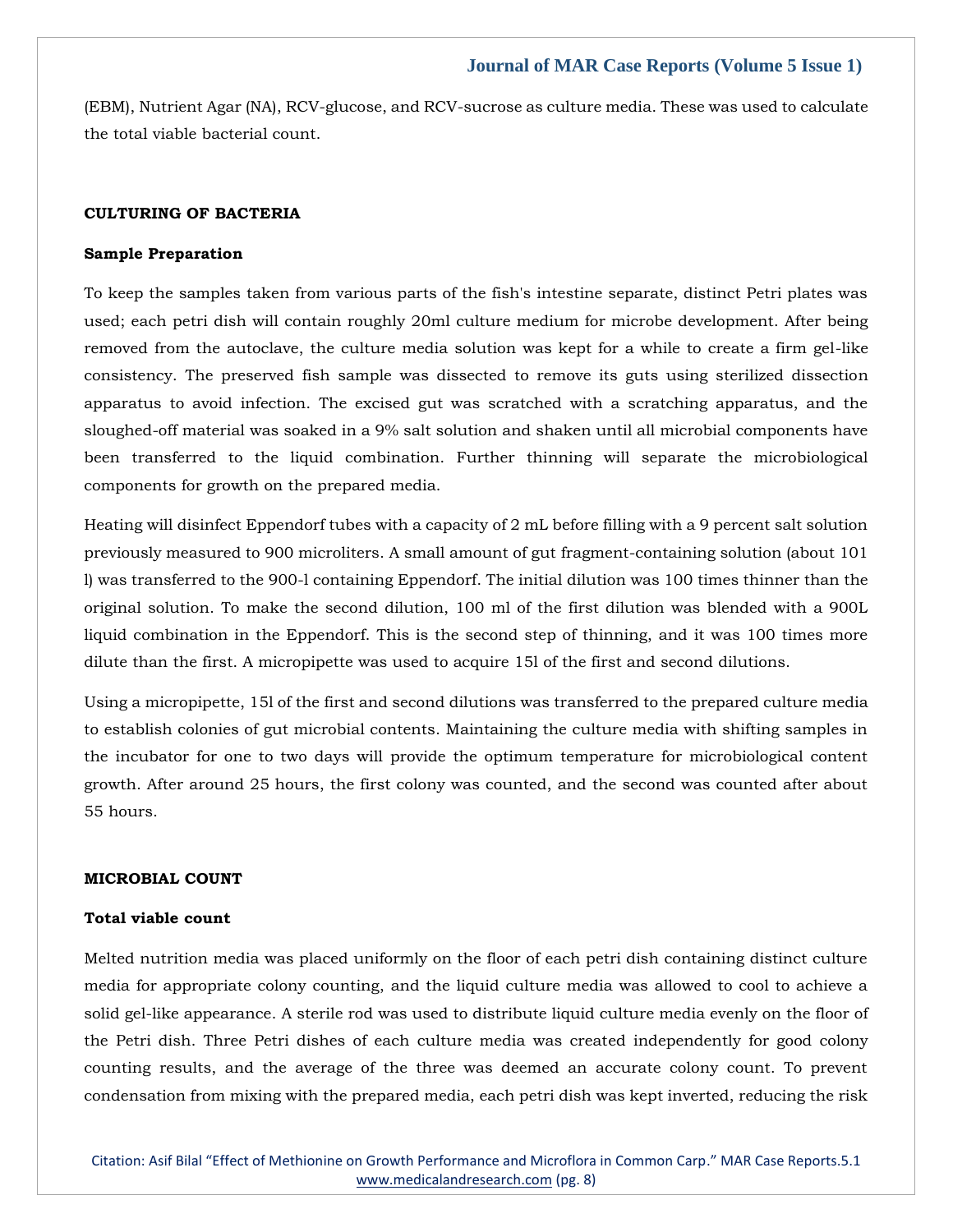(EBM), Nutrient Agar (NA), RCV-glucose, and RCV-sucrose as culture media. These was used to calculate the total viable bacterial count.

## CULTURING OF BACTERIA

### Sample Preparation

To keep the samples taken from various parts of the fish's intestine separate, distinct Petri plates was used; each petri dish will contain roughly 20ml culture medium for microbe development. After being removed from the autoclave, the culture media solution was kept for a while to create a firm gel-like consistency. The preserved fish sample was dissected to remove its guts using sterilized dissection apparatus to avoid infection. The excised gut was scratched with a scratching apparatus, and the sloughed-off material was soaked in a 9% salt solution and shaken until all microbial components have been transferred to the liquid combination. Further thinning will separate the microbiological components for growth on the prepared media.

Heating will disinfect Eppendorf tubes with a capacity of 2 mL before filling with a 9 percent salt solution previously measured to 900 microliters. A small amount of gut fragment-containing solution (about 101 l) was transferred to the 900-l containing Eppendorf. The initial dilution was 100 times thinner than the original solution. To make the second dilution, 100 ml of the first dilution was blended with a 900L liquid combination in the Eppendorf. This is the second step of thinning, and it was 100 times more dilute than the first. A micropipette was used to acquire 15l of the first and second dilutions.

Using a micropipette, 15l of the first and second dilutions was transferred to the prepared culture media to establish colonies of gut microbial contents. Maintaining the culture media with shifting samples in the incubator for one to two days will provide the optimum temperature for microbiological content growth. After around 25 hours, the first colony was counted, and the second was counted after about 55 hours.

## MICROBIAL COUNT

### Total viable count

Melted nutrition media was placed uniformly on the floor of each petri dish containing distinct culture media for appropriate colony counting, and the liquid culture media was allowed to cool to achieve a solid gel-like appearance. A sterile rod was used to distribute liquid culture media evenly on the floor of the Petri dish. Three Petri dishes of each culture media was created independently for good colony counting results, and the average of the three was deemed an accurate colony count. To prevent condensation from mixing with the prepared media, each petri dish was kept inverted, reducing the risk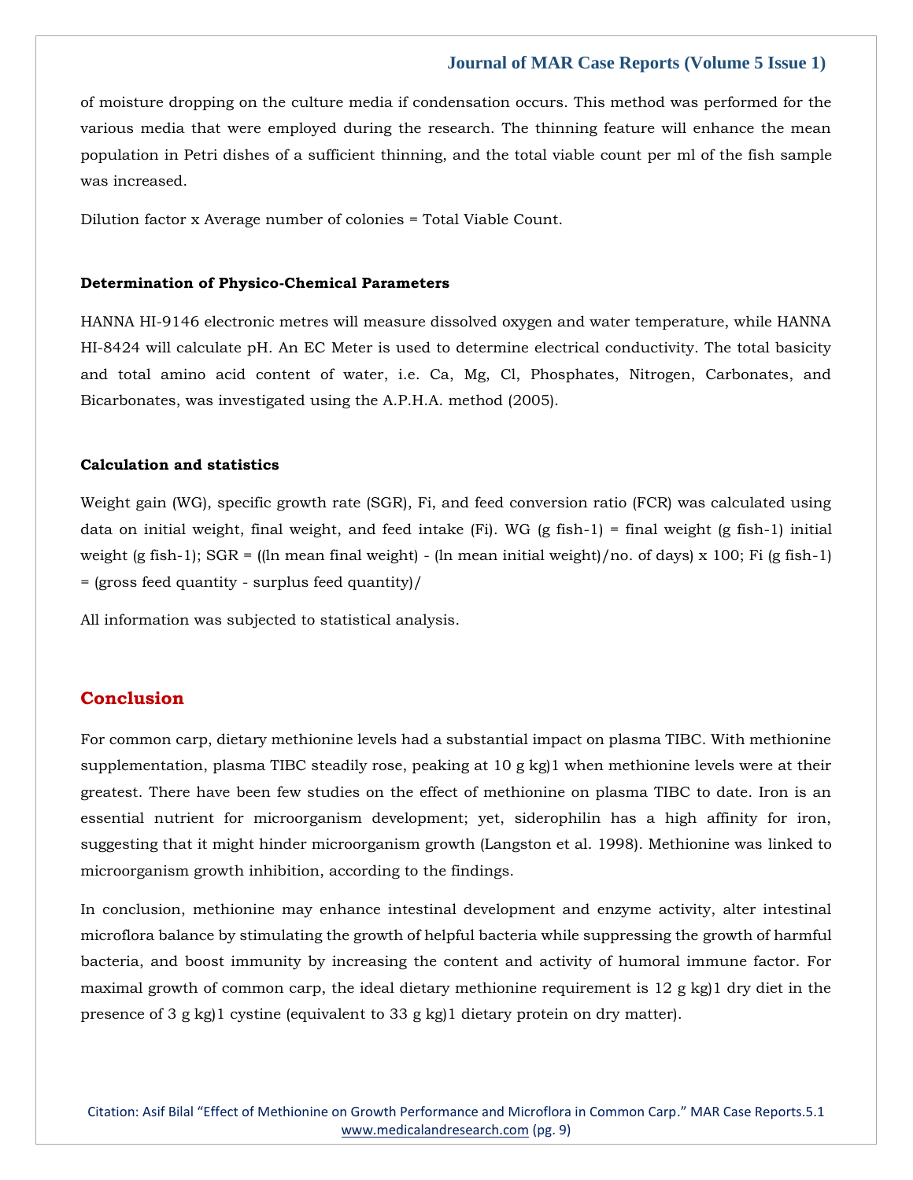of moisture dropping on the culture media if condensation occurs. This method was performed for the various media that were employed during the research. The thinning feature will enhance the mean population in Petri dishes of a sufficient thinning, and the total viable count per ml of the fish sample was increased.

Dilution factor x Average number of colonies = Total Viable Count.

**Determination of Physico-Chemical Parameters**

HANNA HI-9146 electronic metres will measure dissolved oxygen and water temperature, while HANNA HI-8424 will calculate pH. An EC Meter is used to determine electrical conductivity. The total basicity and total amino acid content of water, i.e. Ca, Mg, Cl, Phosphates, Nitrogen, Carbonates, and Bicarbonates, was investigated using the A.P.H.A. method (2005).

**Calculation and statistics**

Weight gain (WG), specific growth rate (SGR), Fi, and feed conversion ratio (FCR) was calculated using data on initial weight, final weight, and feed intake (Fi). WG (g fish-1) = final weight (g fish-1) initial weight (g fish-1); SGR = ((ln mean final weight) - (ln mean initial weight)/no. of days) x 100; Fi (g fish-1) = (gross feed quantity - surplus feed quantity)/

All information was subjected to statistical analysis.

## Conclusion

For common carp, dietary methionine levels had a substantial impact on plasma TIBC. With methionine supplementation, plasma TIBC steadily rose, peaking at 10 g kg)1 when methionine levels were at their greatest. There have been few studies on the effect of methionine on plasma TIBC to date. Iron is an essential nutrient for microorganism development; yet, siderophilin has a high affinity for iron, suggesting that it might hinder microorganism growth (Langston et al. 1998). Methionine was linked to microorganism growth inhibition, according to the findings.

In conclusion, methionine may enhance intestinal development and enzyme activity, alter intestinal microflora balance by stimulating the growth of helpful bacteria while suppressing the growth of harmful bacteria, and boost immunity by increasing the content and activity of humoral immune factor. For maximal growth of common carp, the ideal dietary methionine requirement is 12 g kg)1 dry diet in the presence of 3 g kg)1 cystine (equivalent to 33 g kg)1 dietary protein on dry matter).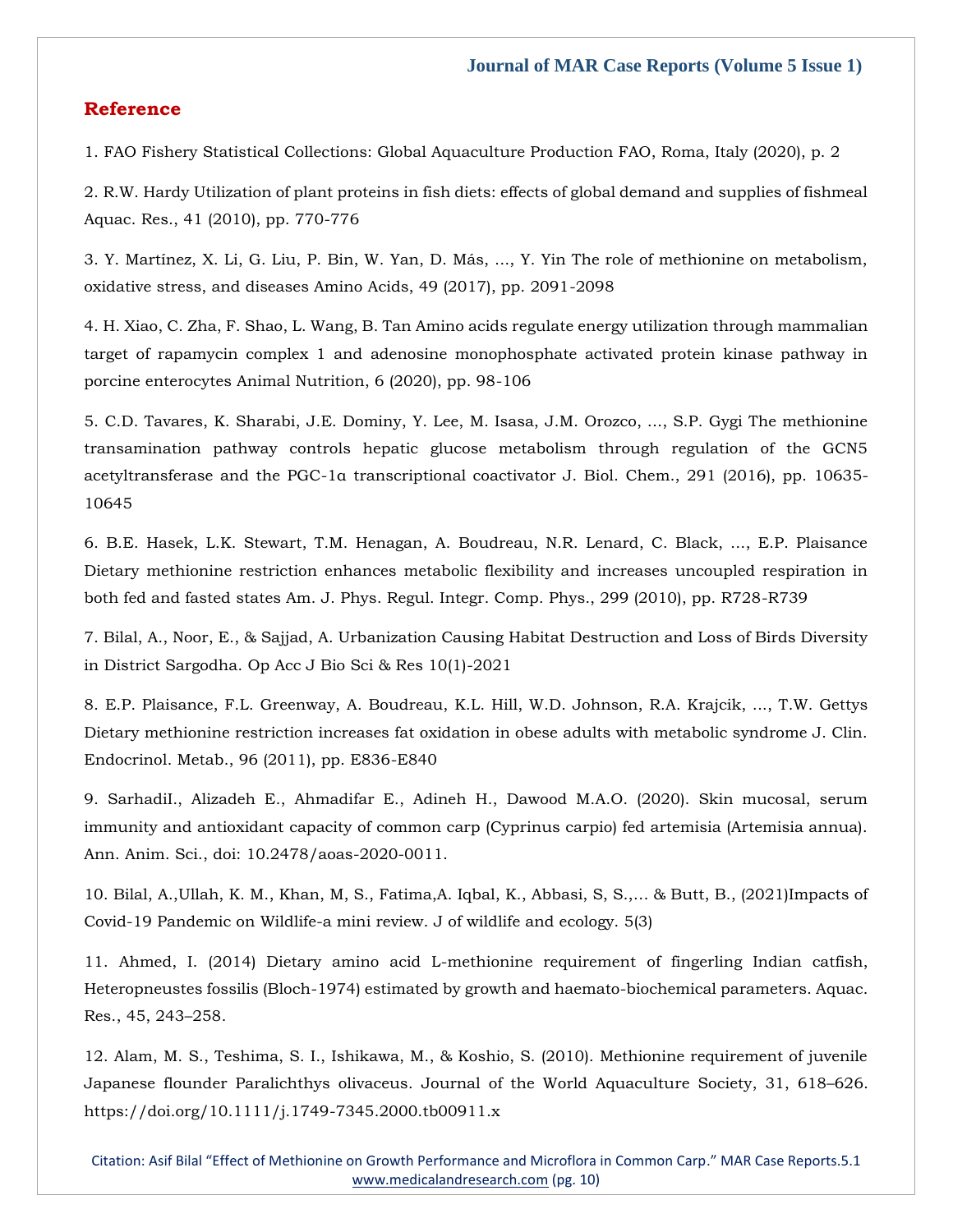## Reference

1. FAO Fishery Statistical Collections: Global Aquaculture Production FAO, Roma, Italy (2020), p. 2

2. R.W. Hardy Utilization of plant proteins in fish diets: effects of global demand and supplies of fishmeal Aquac. Res., 41 (2010), pp. 770-776

3. Y. Martínez, X. Li, G. Liu, P. Bin, W. Yan, D. Más, ..., Y. Yin The role of methionine on metabolism, oxidative stress, and diseases Amino Acids, 49 (2017), pp. 2091-2098

4. H. Xiao, C. Zha, F. Shao, L. Wang, B. Tan Amino acids regulate energy utilization through mammalian target of rapamycin complex 1 and adenosine monophosphate activated protein kinase pathway in porcine enterocytes Animal Nutrition, 6 (2020), pp. 98-106

5. C.D. Tavares, K. Sharabi, J.E. Dominy, Y. Lee, M. Isasa, J.M. Orozco, ..., S.P. Gygi The methionine transamination pathway controls hepatic glucose metabolism through regulation of the GCN5 acetyltransferase and the PGC-1α transcriptional coactivator J. Biol. Chem., 291 (2016), pp. 10635-10645

6. B.E. Hasek, L.K. Stewart, T.M. Henagan, A. Boudreau, N.R. Lenard, C. Black, ..., E.P. Plaisance Dietary methionine restriction enhances metabolic flexibility and increases uncoupled respiration in both fed and fasted states Am. J. Phys. Regul. Integr. Comp. Phys., 299 (2010), pp. R728-R739

7. Bilal, A., Noor, E., & Sajjad, A. Urbanization Causing Habitat Destruction and Loss of Birds Diversity in District Sargodha. Op Acc J Bio Sci & Res 10(1)-2021

8. E.P. Plaisance, F.L. Greenway, A. Boudreau, K.L. Hill, W.D. Johnson, R.A. Krajcik, ..., T.W. Gettys Dietary methionine restriction increases fat oxidation in obese adults with metabolic syndrome J. Clin. Endocrinol. Metab., 96 (2011), pp. E836-E840

9. SarhadiI., Alizadeh E., Ahmadifar E., Adineh H., Dawood M.A.O. (2020). Skin mucosal, serum immunity and antioxidant capacity of common carp (Cyprinus carpio) fed artemisia (Artemisia annua). Ann. Anim. Sci., doi: 10.2478/aoas-2020-0011.

10. Bilal, A.,Ullah, K. M., Khan, M, S., Fatima,A. Iqbal, K., Abbasi, S, S.,... & Butt, B., (2021)Impacts of Covid-19 Pandemic on Wildlife-a mini review. J of wildlife and ecology. 5(3)

11. Ahmed, I. (2014) Dietary amino acid L-methionine requirement of fingerling Indian catfish, Heteropneustes fossilis (Bloch-1974) estimated by growth and haemato-biochemical parameters. Aquac. Res., 45, 243–258.

12. Alam, M. S., Teshima, S. I., Ishikawa, M., & Koshio, S. (2010). Methionine requirement of juvenile Japanese flounder Paralichthys olivaceus. Journal of the World Aquaculture Society, 31, 618–626. https://doi.org/10.1111/j.1749-7345.2000.tb00911.x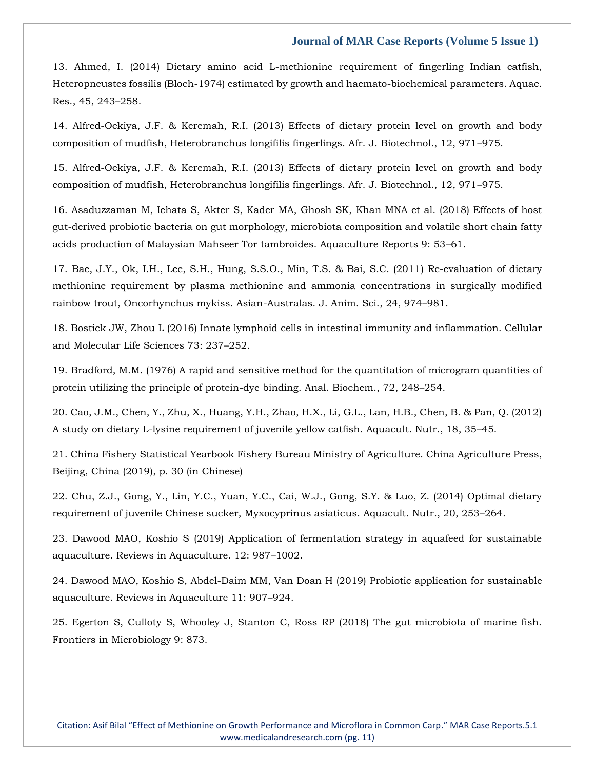13. Ahmed, I. (2014) Dietary amino acid L-methionine requirement of fingerling Indian catfish, Heteropneustes fossilis (Bloch-1974) estimated by growth and haemato-biochemical parameters. Aquac. Res., 45, 243–258.

14. Alfred-Ockiya, J.F. & Keremah, R.I. (2013) Effects of dietary protein level on growth and body composition of mudfish, Heterobranchus longifilis fingerlings. Afr. J. Biotechnol., 12, 971–975.

15. Alfred-Ockiya, J.F. & Keremah, R.I. (2013) Effects of dietary protein level on growth and body composition of mudfish, Heterobranchus longifilis fingerlings. Afr. J. Biotechnol., 12, 971–975.

16. Asaduzzaman M, Iehata S, Akter S, Kader MA, Ghosh SK, Khan MNA et al. (2018) Effects of host gut-derived probiotic bacteria on gut morphology, microbiota composition and volatile short chain fatty acids production of Malaysian Mahseer Tor tambroides. Aquaculture Reports 9: 53–61.

17. Bae, J.Y., Ok, I.H., Lee, S.H., Hung, S.S.O., Min, T.S. & Bai, S.C. (2011) Re-evaluation of dietary methionine requirement by plasma methionine and ammonia concentrations in surgically modified rainbow trout, Oncorhynchus mykiss. Asian-Australas. J. Anim. Sci., 24, 974–981.

18. Bostick JW, Zhou L (2016) Innate lymphoid cells in intestinal immunity and inflammation. Cellular and Molecular Life Sciences 73: 237–252.

19. Bradford, M.M. (1976) A rapid and sensitive method for the quantitation of microgram quantities of protein utilizing the principle of protein-dye binding. Anal. Biochem., 72, 248–254.

20. Cao, J.M., Chen, Y., Zhu, X., Huang, Y.H., Zhao, H.X., Li, G.L., Lan, H.B., Chen, B. & Pan, Q. (2012) A study on dietary L-lysine requirement of juvenile yellow catfish. Aquacult. Nutr., 18, 35–45.

21. China Fishery Statistical Yearbook Fishery Bureau Ministry of Agriculture. China Agriculture Press, Beijing, China (2019), p. 30 (in Chinese)

22. Chu, Z.J., Gong, Y., Lin, Y.C., Yuan, Y.C., Cai, W.J., Gong, S.Y. & Luo, Z. (2014) Optimal dietary requirement of juvenile Chinese sucker, Myxocyprinus asiaticus. Aquacult. Nutr., 20, 253–264.

23. Dawood MAO, Koshio S (2019) Application of fermentation strategy in aquafeed for sustainable aquaculture. Reviews in Aquaculture. 12: 987–1002.

24. Dawood MAO, Koshio S, Abdel-Daim MM, Van Doan H (2019) Probiotic application for sustainable aquaculture. Reviews in Aquaculture 11: 907–924.

25. Egerton S, Culloty S, Whooley J, Stanton C, Ross RP (2018) The gut microbiota of marine fish. Frontiers in Microbiology 9: 873.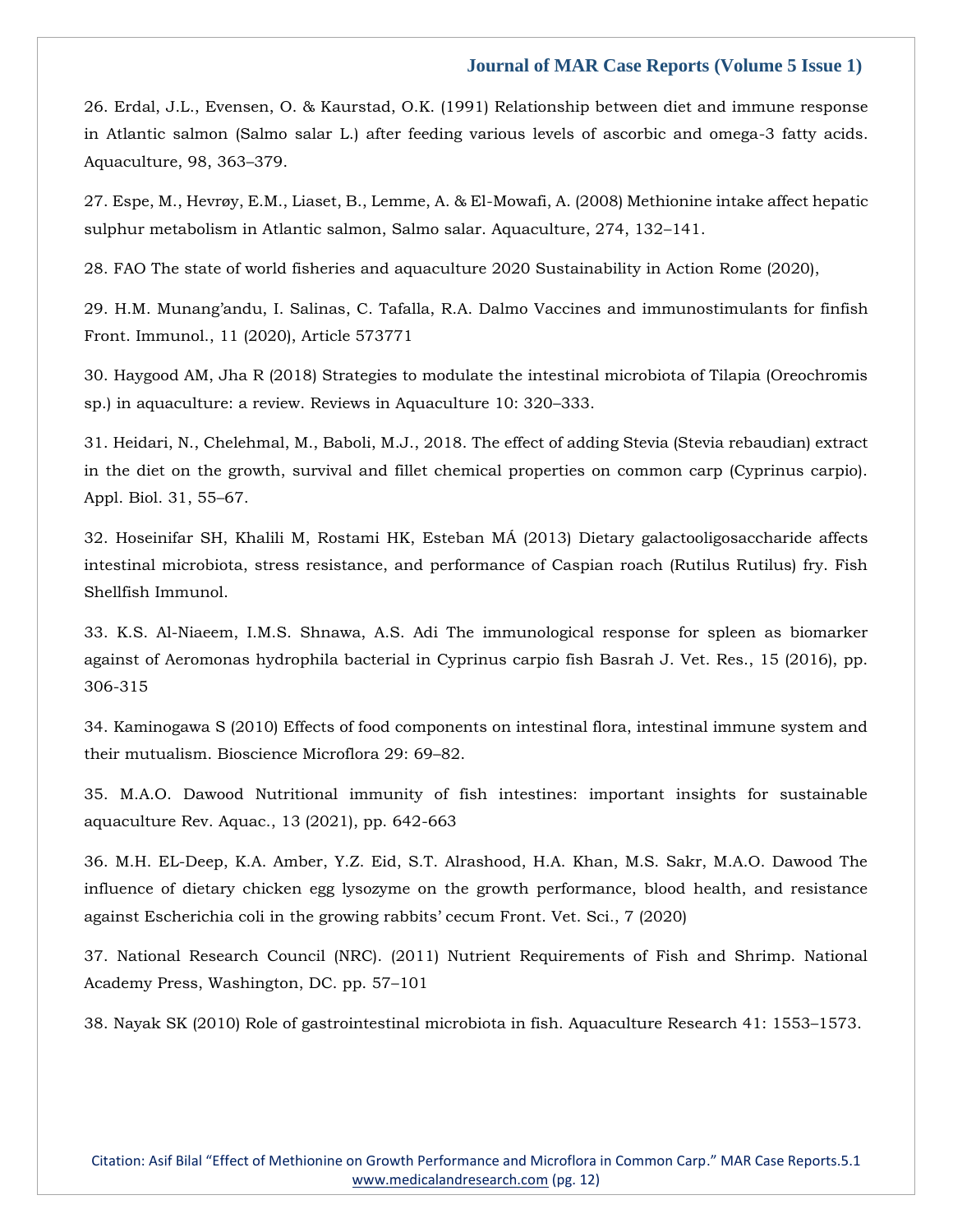26. Erdal, J.L., Evensen, O. & Kaurstad, O.K. (1991) Relationship between diet and immune response in Atlantic salmon (Salmo salar L.) after feeding various levels of ascorbic and omega-3 fatty acids. Aquaculture, 98, 363–379.

27. Espe, M., Hevrøy, E.M., Liaset, B., Lemme, A. & El-Mowafi, A. (2008) Methionine intake affect hepatic sulphur metabolism in Atlantic salmon, Salmo salar. Aquaculture, 274, 132–141.

28. FAO The state of world fisheries and aquaculture 2020 Sustainability in Action Rome (2020),

29. H.M. Munang'andu, I. Salinas, C. Tafalla, R.A. Dalmo Vaccines and immunostimulants for finfish Front. Immunol., 11 (2020), Article 573771

30. Haygood AM, Jha R (2018) Strategies to modulate the intestinal microbiota of Tilapia (Oreochromis sp.) in aquaculture: a review. Reviews in Aquaculture 10: 320–333.

31. Heidari, N., Chelehmal, M., Baboli, M.J., 2018. The effect of adding Stevia (Stevia rebaudian) extract in the diet on the growth, survival and fillet chemical properties on common carp (Cyprinus carpio). Appl. Biol. 31, 55–67.

32. Hoseinifar SH, Khalili M, Rostami HK, Esteban MÁ (2013) Dietary galactooligosaccharide affects intestinal microbiota, stress resistance, and performance of Caspian roach (Rutilus Rutilus) fry. Fish Shellfish Immunol.

33. K.S. Al-Niaeem, I.M.S. Shnawa, A.S. Adi The immunological response for spleen as biomarker against of Aeromonas hydrophila bacterial in Cyprinus carpio fish Basrah J. Vet. Res., 15 (2016), pp. 306-315

34. Kaminogawa S (2010) Effects of food components on intestinal flora, intestinal immune system and their mutualism. Bioscience Microflora 29: 69–82.

35. M.A.O. Dawood Nutritional immunity of fish intestines: important insights for sustainable aquaculture Rev. Aquac., 13 (2021), pp. 642-663

36. M.H. EL-Deep, K.A. Amber, Y.Z. Eid, S.T. Alrashood, H.A. Khan, M.S. Sakr, M.A.O. Dawood The influence of dietary chicken egg lysozyme on the growth performance, blood health, and resistance against Escherichia coli in the growing rabbits' cecum Front. Vet. Sci., 7 (2020)

37. National Research Council (NRC). (2011) Nutrient Requirements of Fish and Shrimp. National Academy Press, Washington, DC. pp. 57–101

38. Nayak SK (2010) Role of gastrointestinal microbiota in fish. Aquaculture Research 41: 1553–1573.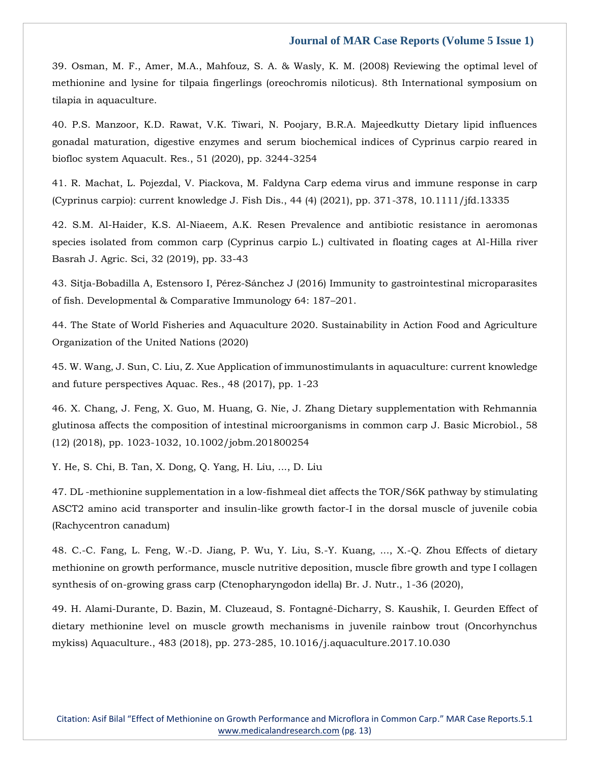39. Osman, M. F., Amer, M.A., Mahfouz, S. A. & Wasly, K. M. (2008) Reviewing the optimal level of methionine and lysine for tilpaia fingerlings (oreochromis niloticus). 8th International symposium on tilapia in aquaculture.

40. P.S. Manzoor, K.D. Rawat, V.K. Tiwari, N. Poojary, B.R.A. Majeedkutty Dietary lipid influences gonadal maturation, digestive enzymes and serum biochemical indices of Cyprinus carpio reared in biofloc system Aquacult. Res., 51 (2020), pp. 3244-3254

41. R. Machat, L. Pojezdal, V. Piackova, M. Faldyna Carp edema virus and immune response in carp (Cyprinus carpio): current knowledge J. Fish Dis., 44 (4) (2021), pp. 371-378, 10.1111/jfd.13335

42. S.M. Al-Haider, K.S. Al-Niaeem, A.K. Resen Prevalence and antibiotic resistance in aeromonas species isolated from common carp (Cyprinus carpio L.) cultivated in floating cages at Al-Hilla river Basrah J. Agric. Sci, 32 (2019), pp. 33-43

43. Sitja-Bobadilla A, Estensoro I, Pérez-Sánchez J (2016) Immunity to gastrointestinal microparasites of fish. Developmental & Comparative Immunology 64: 187–201.

44. The State of World Fisheries and Aquaculture 2020. Sustainability in Action Food and Agriculture Organization of the United Nations (2020)

45. W. Wang, J. Sun, C. Liu, Z. Xue Application of immunostimulants in aquaculture: current knowledge and future perspectives Aquac. Res., 48 (2017), pp. 1-23

46. X. Chang, J. Feng, X. Guo, M. Huang, G. Nie, J. Zhang Dietary supplementation with Rehmannia glutinosa affects the composition of intestinal microorganisms in common carp J. Basic Microbiol., 58 (12) (2018), pp. 1023-1032, 10.1002/jobm.201800254

Y. He, S. Chi, B. Tan, X. Dong, Q. Yang, H. Liu, ..., D. Liu

47. DL -methionine supplementation in a low-fishmeal diet affects the TOR/S6K pathway by stimulating ASCT2 amino acid transporter and insulin-like growth factor-I in the dorsal muscle of juvenile cobia (Rachycentron canadum)

48. C.-C. Fang, L. Feng, W.-D. Jiang, P. Wu, Y. Liu, S.-Y. Kuang, ..., X.-Q. Zhou Effects of dietary methionine on growth performance, muscle nutritive deposition, muscle fibre growth and type I collagen synthesis of on-growing grass carp (Ctenopharyngodon idella) Br. J. Nutr., 1-36 (2020),

49. H. Alami-Durante, D. Bazin, M. Cluzeaud, S. Fontagné-Dicharry, S. Kaushik, I. Geurden Effect of dietary methionine level on muscle growth mechanisms in juvenile rainbow trout (Oncorhynchus mykiss) Aquaculture., 483 (2018), pp. 273-285, 10.1016/j.aquaculture.2017.10.030